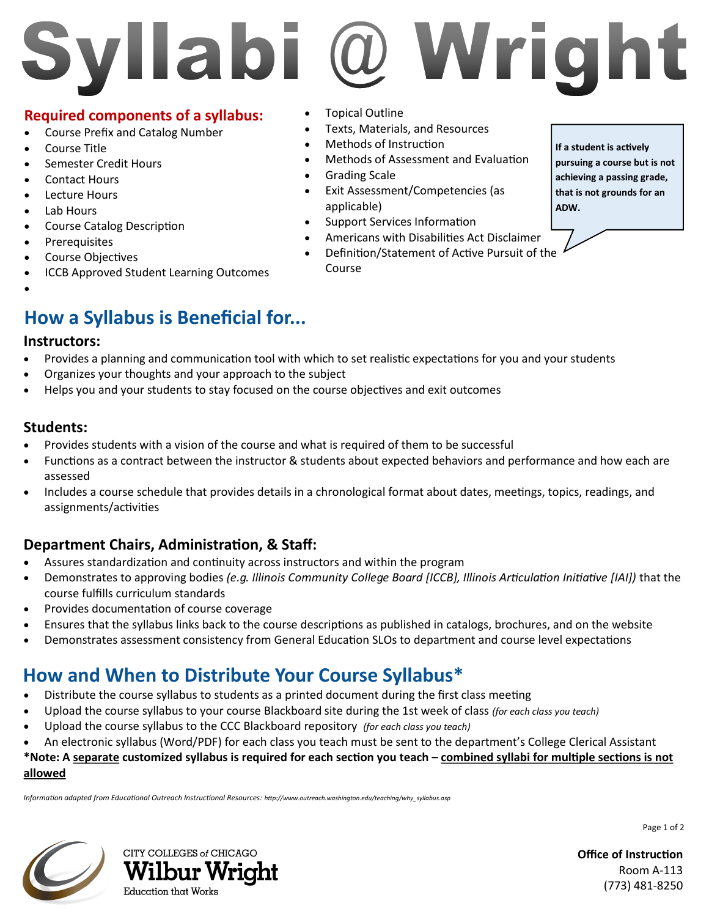# Syllabi @ Wright

## Required components of a syllabus:

- Course Prefix and Catalog Number
- Course Title
- Semester Credit Hours
- Contact Hours
- Lecture Hours
- Lab Hours
- Course Catalog Description
- Prerequisites
- Course Objectives
- ICCB Approved Student Learning Outcomes
- Topical Outline
- Texts, Materials, and Resources
- Methods of Instruction
- Methods of Assessment and Evaluation
- Grading Scale
- Exit Assessment/Competencies (as applicable)
- Support Services Information
- Americans with Disabilities Act Disclaimer
- Definition/Statement of Active Pursuit of the Course

**If a student is actively pursuing a course but is not achieving a passing grade, that is not grounds for an ADW.**

## How a Syllabus is Beneficial for...

### Instructors:

- Provides a planning and communication tool with which to set realistic expectations for you and your students
- Organizes your thoughts and your approach to the subject
- Helps you and your students to stay focused on the course objectives and exit outcomes

### Students:

- Provides students with a vision of the course and what is required of them to be successful
- Functions as a contract between the instructor & students about expected behaviors and performance and how each are assessed
- Includes a course schedule that provides details in a chronological format about dates, meetings, topics, readings, and assignments/activities

### Department Chairs, Administration, & Staff:

- Assures standardization and continuity across instructors and within the program
- Demonstrates to approving bodies *(e.g. Illinois Community College Board [ICCB], Illinois Articulation Initiative [IAI])* that the course fulfills curriculum standards
- Provides documentation of course coverage
- Ensures that the syllabus links back to the course descriptions as published in catalogs, brochures, and on the website
- Demonstrates assessment consistency from General Education SLOs to department and course level expectations

## How and When to Distribute Your Course Syllabus*

- Distribute the course syllabus to students as a printed document during the first class meeting
- Upload the course syllabus to your course Blackboard site during the 1st week of class *(for each class you teach)*
- Upload the course syllabus to the CCC Blackboard repository *(for each class you teach)*
- An electronic syllabus (Word/PDF) for each class you teach must be sent to the department's College Clerical Assistant

**\*Note: A <u>separate</u> customized syllabus is required for each section you teach – <u>combined syllabi for multiple sections is not allowed</u>**

*Information adapted from Educational Outreach Instructional Resources: http://www.outreach.washington.edu/teaching/why_syllabus.asp*

CITY COLLEGES *of* CHICAGO
Wilbur Wright
Education that Works

**Office of Instruction**
Room A-113
(773) 481-8250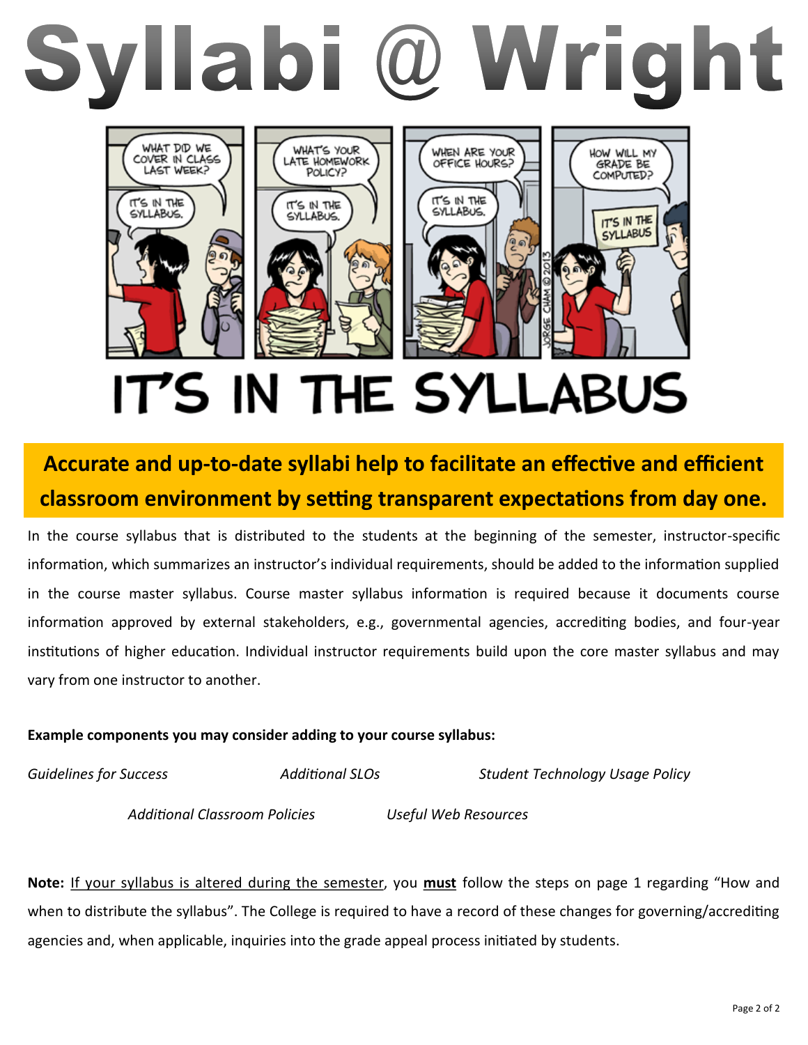# Syllabi @ Wright

IT'S IN THE SYLLABUS

**Accurate and up-to-date syllabi help to facilitate an effective and efficient classroom environment by setting transparent expectations from day one.**

In the course syllabus that is distributed to the students at the beginning of the semester, instructor-specific information, which summarizes an instructor's individual requirements, should be added to the information supplied in the course master syllabus. Course master syllabus information is required because it documents course information approved by external stakeholders, e.g., governmental agencies, accrediting bodies, and four-year institutions of higher education. Individual instructor requirements build upon the core master syllabus and may vary from one instructor to another.

**Example components you may consider adding to your course syllabus:**

*Guidelines for Success*

*Additional SLOs*

*Student Technology Usage Policy*

*Additional Classroom Policies*

*Useful Web Resources*

**Note:** <u>If your syllabus is altered during the semester</u>, you **<u>must</u>** follow the steps on page 1 regarding "How and when to distribute the syllabus". The College is required to have a record of these changes for governing/accrediting agencies and, when applicable, inquiries into the grade appeal process initiated by students.